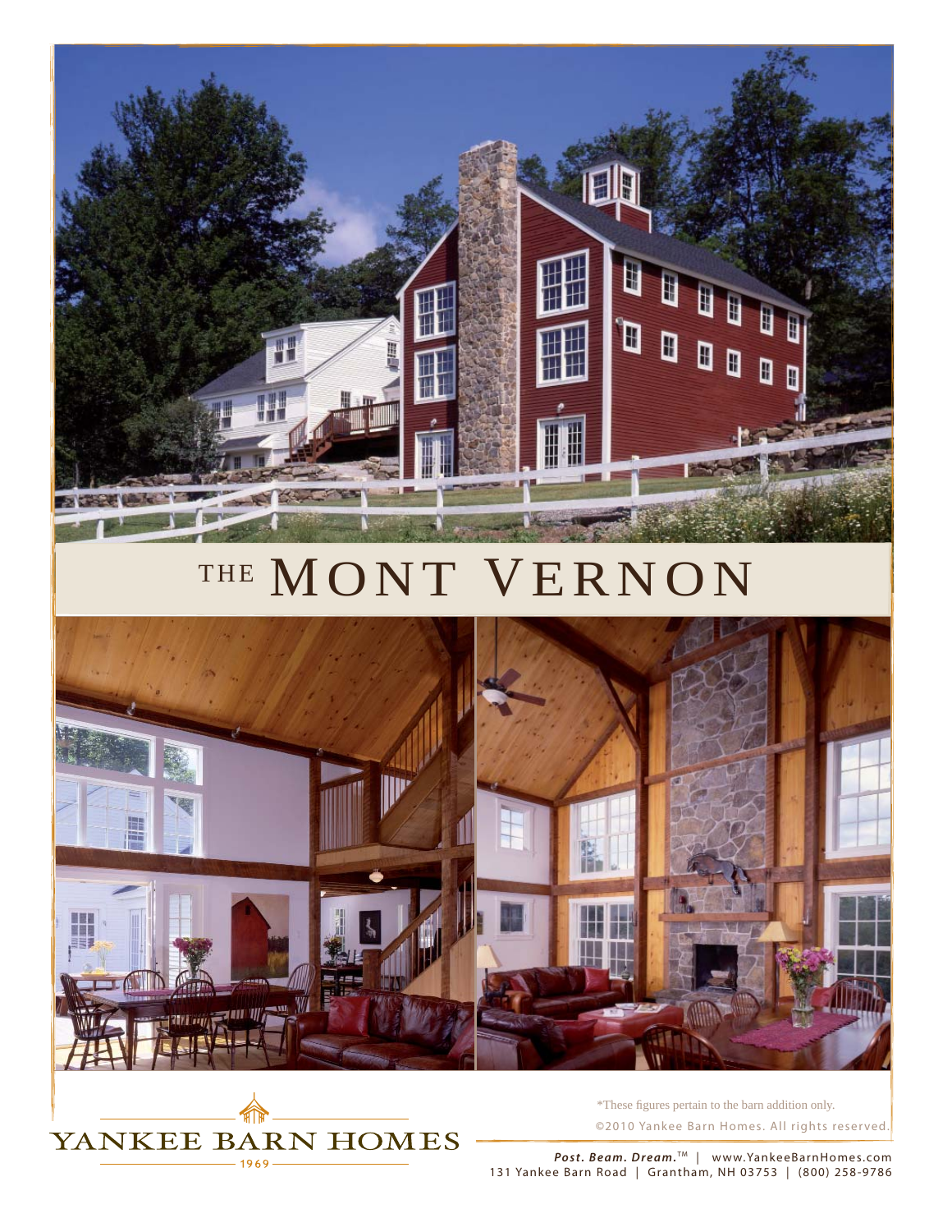# THE MONT VERNON

*These figures pertain to the barn addition only.

©2010 Yankee Barn Homes. All rights reserved.

YANKEE BARN HOMES

1969

***Post. Beam. Dream.***™ | www.YankeeBarnHomes.com

131 Yankee Barn Road | Grantham, NH 03753 | (800) 258-9786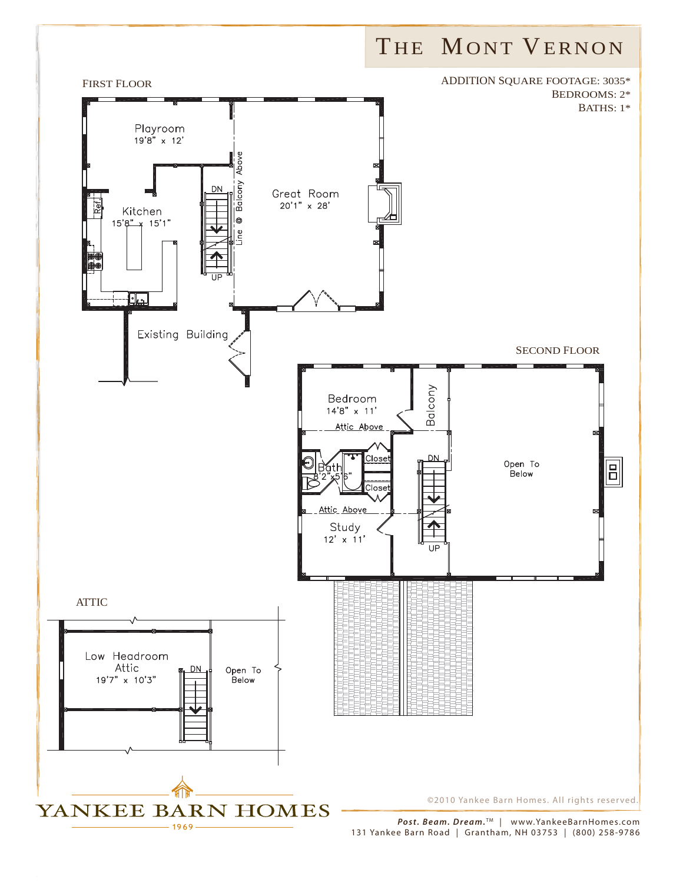# The Mont Vernon

ADDITION SQUARE FOOTAGE: 3035*
BEDROOMS: 2*
BATHS: 1*

## First Floor

Playroom
19'8" x 12'

Kitchen
15'8" x 15'1"

Ref.

DN

UP

Line @ Balcony Above

Great Room
20'1" x 28'

Existing Building

## Second Floor

Bedroom
14'8" x 11'

Attic Above

Balcony

Closet

Bath
8'2"x5'6"

Closet

DN

Open To Below

Attic Above

Study
12' x 11'

UP

## Attic

Low Headroom Attic
19'7" x 10'3"

DN

Open To Below

YANKEE BARN HOMES
1969

©2010 Yankee Barn Homes. All rights reserved.

*Post. Beam. Dream.*™ | www.YankeeBarnHomes.com
131 Yankee Barn Road | Grantham, NH 03753 | (800) 258-9786